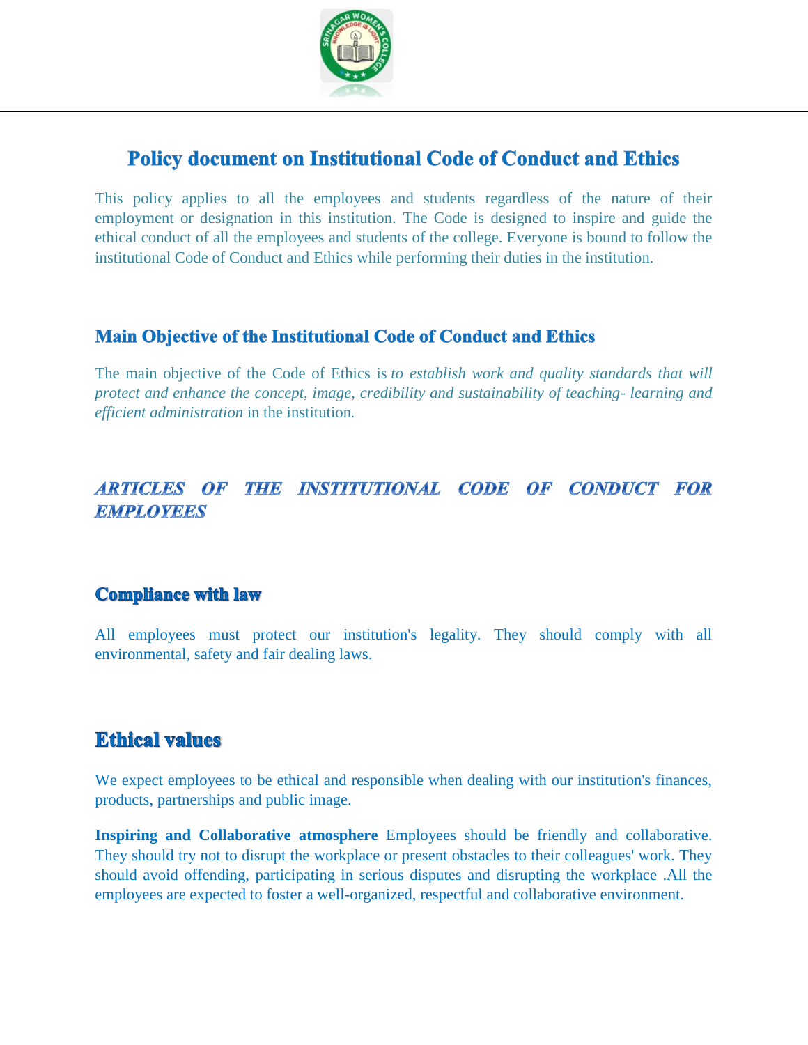# Policy document on Institutional Code of Conduct and Ethics

This policy applies to all the employees and students regardless of the nature of their employment or designation in this institution. The Code is designed to inspire and guide the ethical conduct of all the employees and students of the college. Everyone is bound to follow the institutional Code of Conduct and Ethics while performing their duties in the institution.

## Main Objective of the Institutional Code of Conduct and Ethics

The main objective of the Code of Ethics is *to establish work and quality standards that will protect and enhance the concept, image, credibility and sustainability of teaching- learning and efficient administration* in the institution.

## *ARTICLES OF THE INSTITUTIONAL CODE OF CONDUCT FOR EMPLOYEES*

### Compliance with law

All employees must protect our institution's legality. They should comply with all environmental, safety and fair dealing laws.

## Ethical values

We expect employees to be ethical and responsible when dealing with our institution's finances, products, partnerships and public image.

**Inspiring and Collaborative atmosphere** Employees should be friendly and collaborative. They should try not to disrupt the workplace or present obstacles to their colleagues' work. They should avoid offending, participating in serious disputes and disrupting the workplace .All the employees are expected to foster a well-organized, respectful and collaborative environment.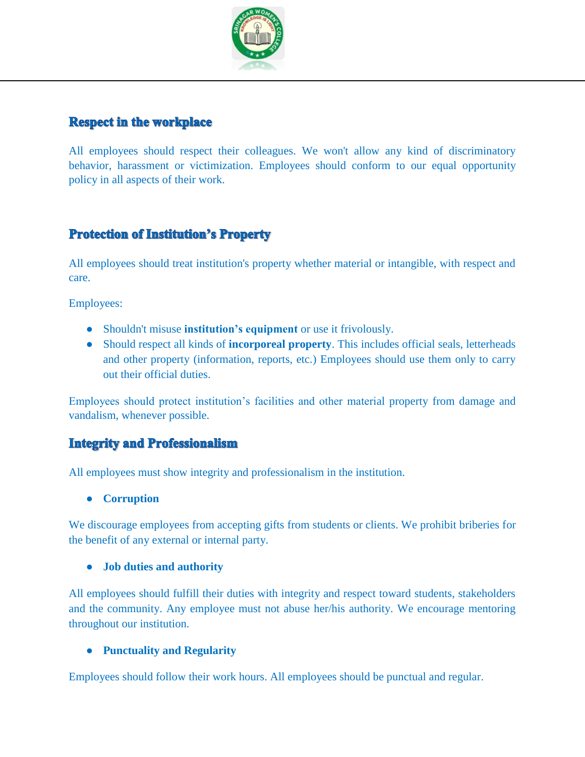## Respect in the workplace

All employees should respect their colleagues. We won't allow any kind of discriminatory behavior, harassment or victimization. Employees should conform to our equal opportunity policy in all aspects of their work.

## Protection of Institution's Property

All employees should treat institution's property whether material or intangible, with respect and care.

Employees:

- Shouldn't misuse **institution's equipment** or use it frivolously.
- Should respect all kinds of **incorporeal property**. This includes official seals, letterheads and other property (information, reports, etc.) Employees should use them only to carry out their official duties.

Employees should protect institution's facilities and other material property from damage and vandalism, whenever possible.

## Integrity and Professionalism

All employees must show integrity and professionalism in the institution.

- **Corruption**

We discourage employees from accepting gifts from students or clients. We prohibit briberies for the benefit of any external or internal party.

- **Job duties and authority**

All employees should fulfill their duties with integrity and respect toward students, stakeholders and the community. Any employee must not abuse her/his authority. We encourage mentoring throughout our institution.

- **Punctuality and Regularity**

Employees should follow their work hours. All employees should be punctual and regular.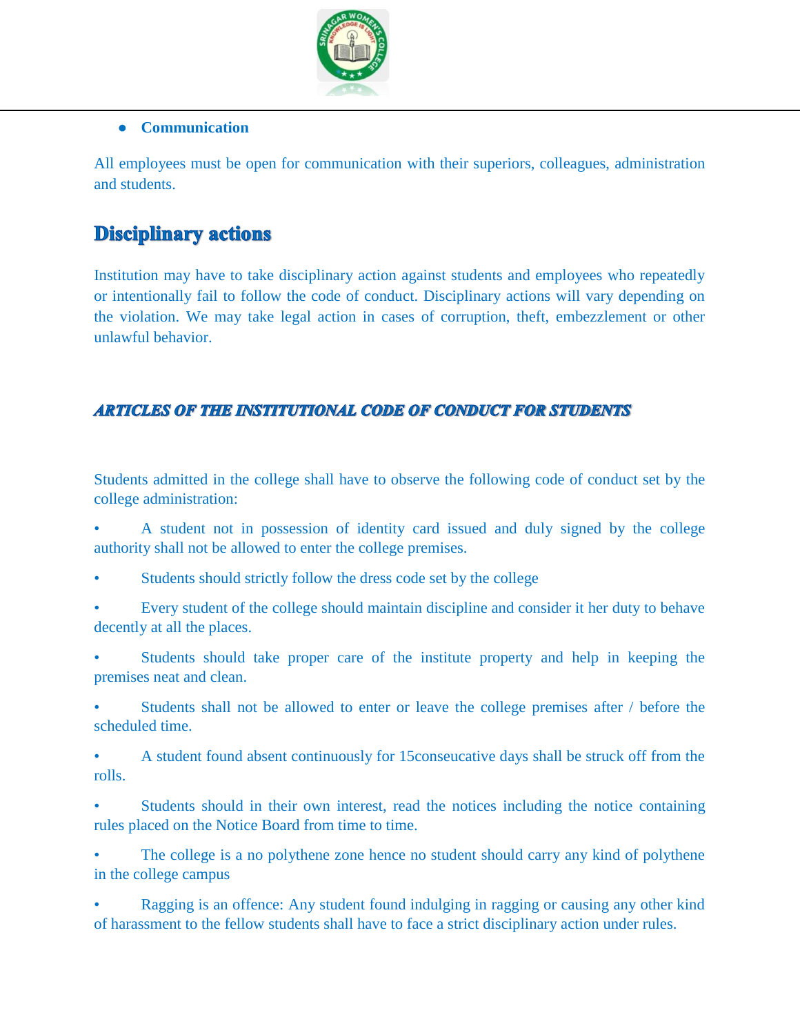- **Communication**

All employees must be open for communication with their superiors, colleagues, administration and students.

## Disciplinary actions

Institution may have to take disciplinary action against students and employees who repeatedly or intentionally fail to follow the code of conduct. Disciplinary actions will vary depending on the violation. We may take legal action in cases of corruption, theft, embezzlement or other unlawful behavior.

### *ARTICLES OF THE INSTITUTIONAL CODE OF CONDUCT FOR STUDENTS*

Students admitted in the college shall have to observe the following code of conduct set by the college administration:

- A student not in possession of identity card issued and duly signed by the college authority shall not be allowed to enter the college premises.
- Students should strictly follow the dress code set by the college
- Every student of the college should maintain discipline and consider it her duty to behave decently at all the places.
- Students should take proper care of the institute property and help in keeping the premises neat and clean.
- Students shall not be allowed to enter or leave the college premises after / before the scheduled time.
- A student found absent continuously for 15conseucative days shall be struck off from the rolls.
- Students should in their own interest, read the notices including the notice containing rules placed on the Notice Board from time to time.
- The college is a no polythene zone hence no student should carry any kind of polythene in the college campus
- Ragging is an offence: Any student found indulging in ragging or causing any other kind of harassment to the fellow students shall have to face a strict disciplinary action under rules.